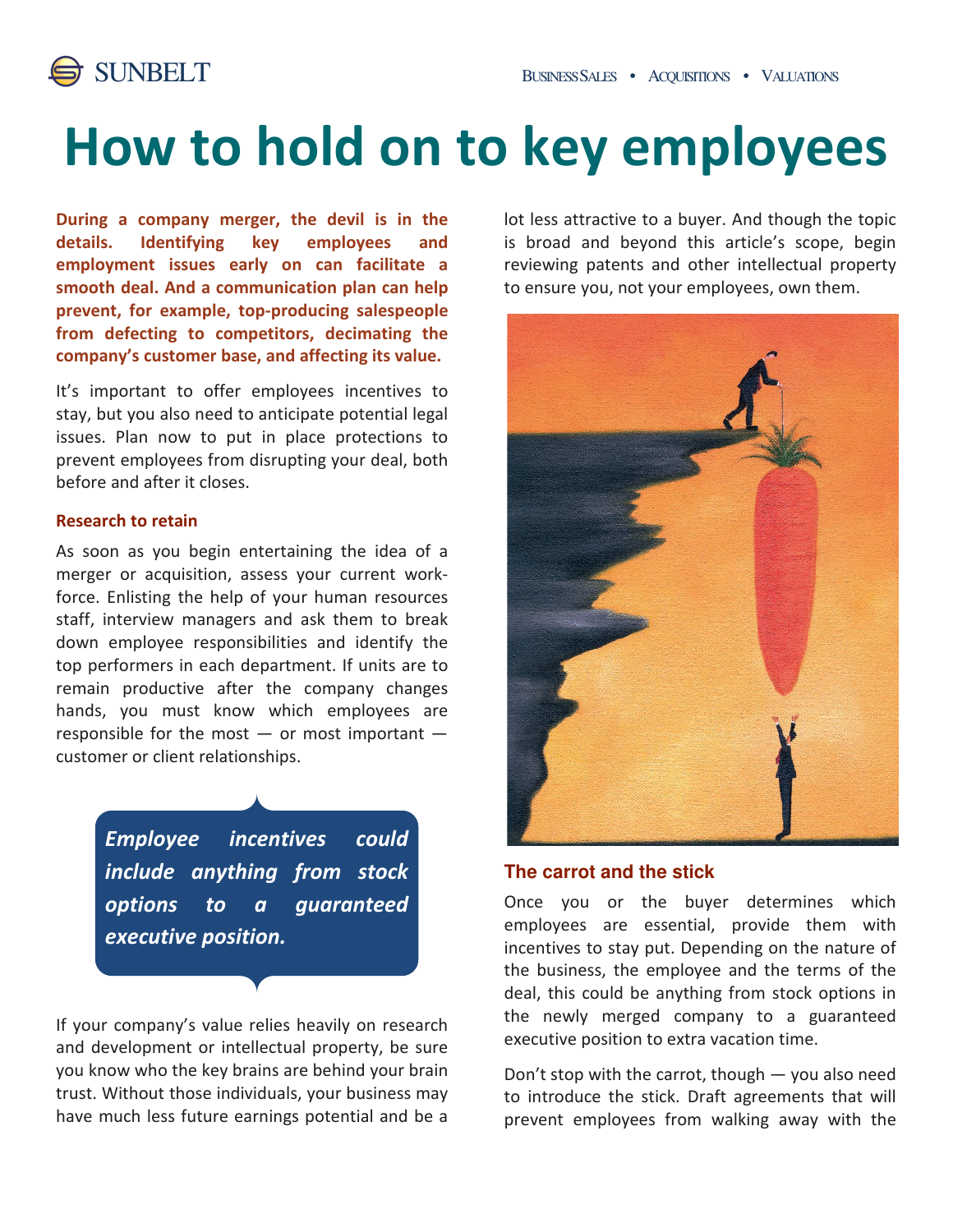# How to hold on to key employees

**During a company merger, the devil is in the details. Identifying key employees and employment issues early on can facilitate a smooth deal. And a communication plan can help prevent, for example, top-producing salespeople from defecting to competitors, decimating the company's customer base, and affecting its value.**

It's important to offer employees incentives to stay, but you also need to anticipate potential legal issues. Plan now to put in place protections to prevent employees from disrupting your deal, both before and after it closes.

### Research to retain

As soon as you begin entertaining the idea of a merger or acquisition, assess your current work-force. Enlisting the help of your human resources staff, interview managers and ask them to break down employee responsibilities and identify the top performers in each department. If units are to remain productive after the company changes hands, you must know which employees are responsible for the most — or most important — customer or client relationships.

> ***Employee incentives could include anything from stock options to a guaranteed executive position.***

If your company's value relies heavily on research and development or intellectual property, be sure you know who the key brains are behind your brain trust. Without those individuals, your business may have much less future earnings potential and be a lot less attractive to a buyer. And though the topic is broad and beyond this article's scope, begin reviewing patents and other intellectual property to ensure you, not your employees, own them.

### The carrot and the stick

Once you or the buyer determines which employees are essential, provide them with incentives to stay put. Depending on the nature of the business, the employee and the terms of the deal, this could be anything from stock options in the newly merged company to a guaranteed executive position to extra vacation time.

Don't stop with the carrot, though — you also need to introduce the stick. Draft agreements that will prevent employees from walking away with the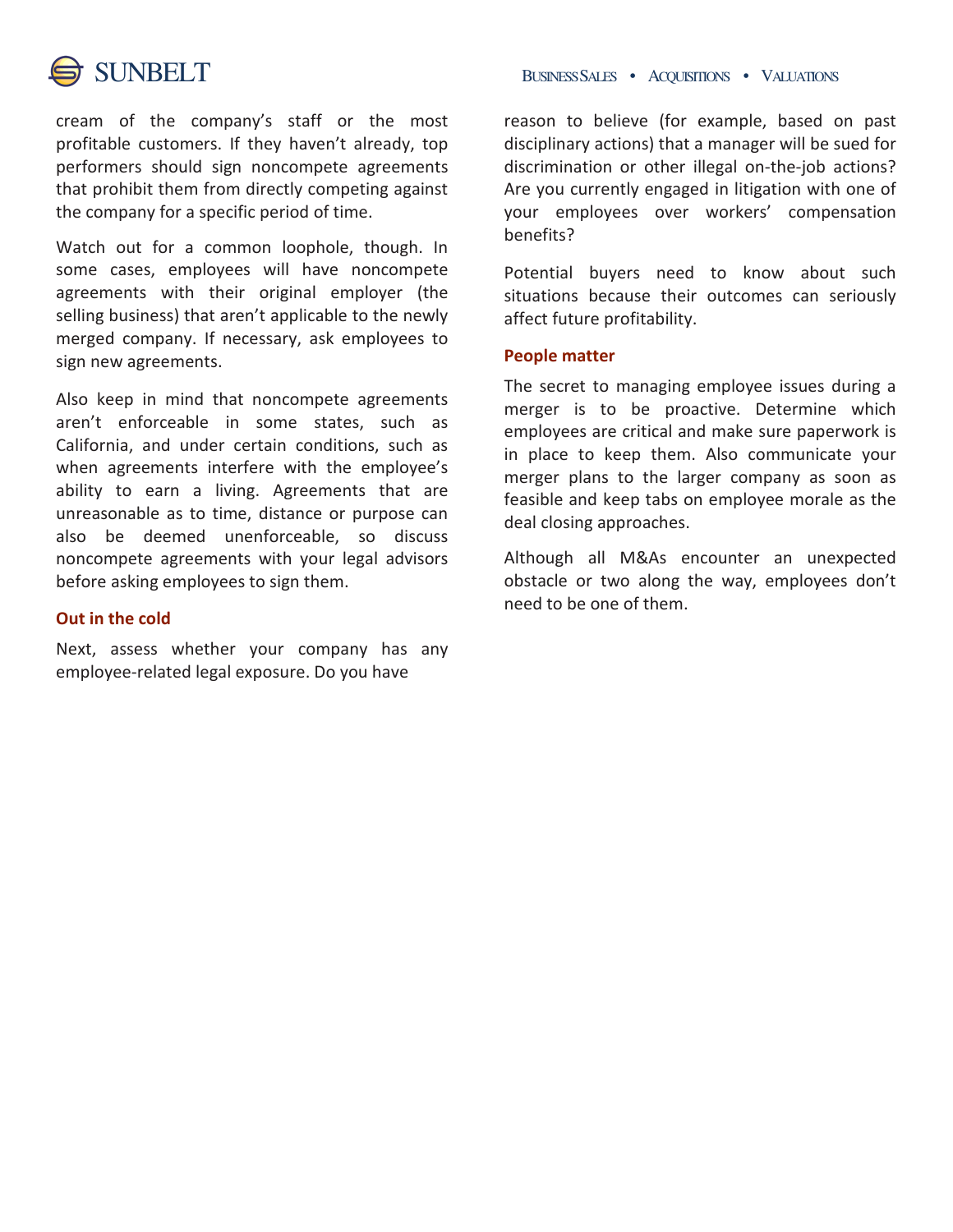cream of the company's staff or the most profitable customers. If they haven't already, top performers should sign noncompete agreements that prohibit them from directly competing against the company for a specific period of time.

Watch out for a common loophole, though. In some cases, employees will have noncompete agreements with their original employer (the selling business) that aren't applicable to the newly merged company. If necessary, ask employees to sign new agreements.

Also keep in mind that noncompete agreements aren't enforceable in some states, such as California, and under certain conditions, such as when agreements interfere with the employee's ability to earn a living. Agreements that are unreasonable as to time, distance or purpose can also be deemed unenforceable, so discuss noncompete agreements with your legal advisors before asking employees to sign them.

### Out in the cold

Next, assess whether your company has any employee-related legal exposure. Do you have reason to believe (for example, based on past disciplinary actions) that a manager will be sued for discrimination or other illegal on-the-job actions? Are you currently engaged in litigation with one of your employees over workers' compensation benefits?

Potential buyers need to know about such situations because their outcomes can seriously affect future profitability.

### People matter

The secret to managing employee issues during a merger is to be proactive. Determine which employees are critical and make sure paperwork is in place to keep them. Also communicate your merger plans to the larger company as soon as feasible and keep tabs on employee morale as the deal closing approaches.

Although all M&As encounter an unexpected obstacle or two along the way, employees don't need to be one of them.